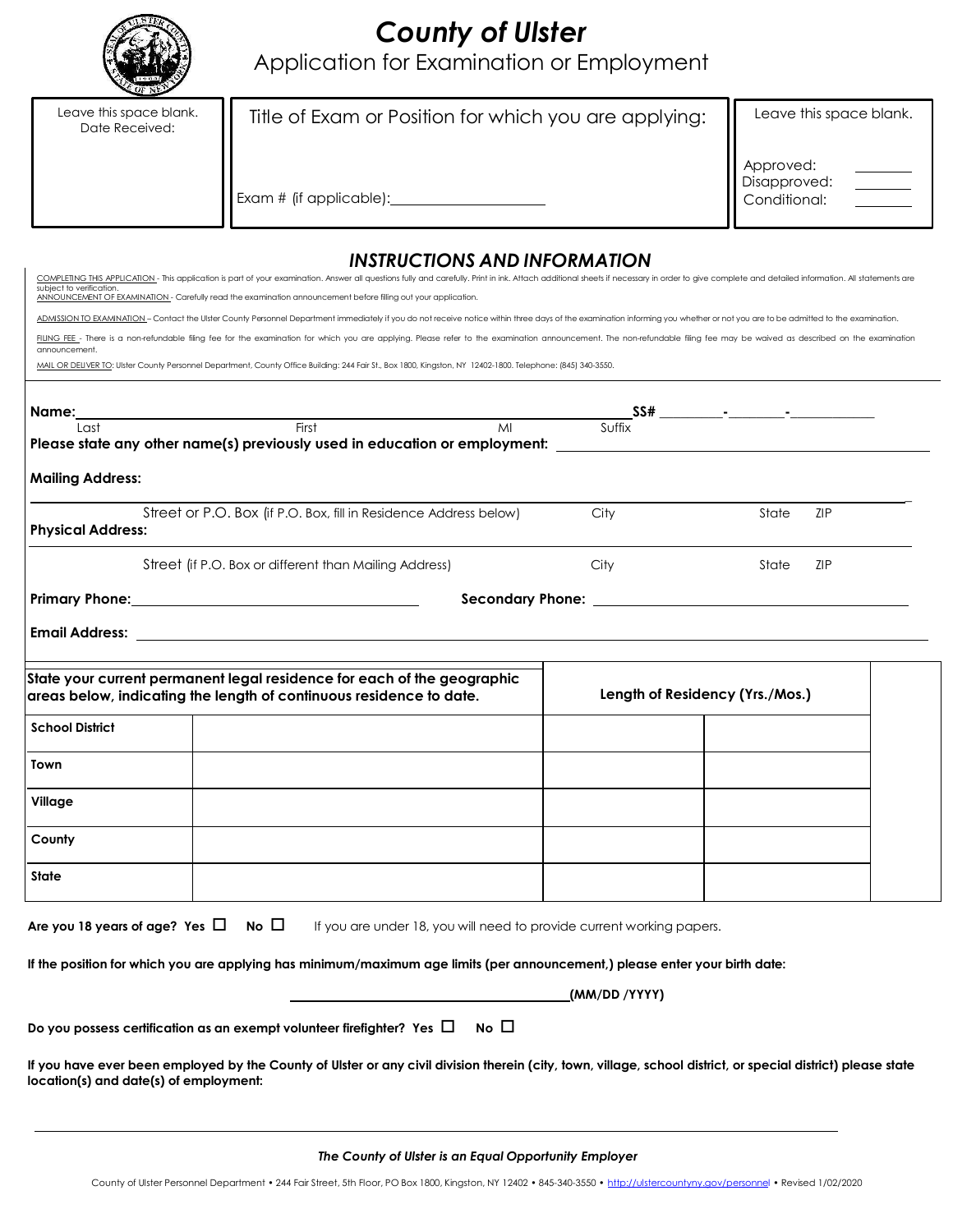# County of Ulster

## Application for Examination or Employment

| Leave this space blank. Date Received: | Title of Exam or Position for which you are applying: Exam # (if applicable):\_\_\_\_\_\_\_\_\_\_\_\_\_\_\_\_\_\_\_\_ | Leave this space blank. Approved: \_\_\_\_\_\_\_\_ Disapproved: \_\_\_\_\_\_\_\_ Conditional: \_\_\_\_\_\_\_\_ |
|---|---|---|

### INSTRUCTIONS AND INFORMATION

COMPLETING THIS APPLICATION - This application is part of your examination. Answer all questions fully and carefully. Print in ink. Attach additional sheets if necessary in order to give complete and detailed information. All statements are subject to verification.

ANNOUNCEMENT OF EXAMINATION - Carefully read the examination announcement before filling out your application.

ADMISSION TO EXAMINATION – Contact the Ulster County Personnel Department immediately if you do not receive notice within three days of the examination informing you whether or not you are to be admitted to the examination.

FILING FEE - There is a non-refundable filing fee for the examination for which you are applying. Please refer to the examination announcement. The non-refundable filing fee may be waived as described on the examination announcement.

MAIL OR DELIVER TO: Ulster County Personnel Department, County Office Building: 244 Fair St., Box 1800, Kingston, NY 12402-1800. Telephone: (845) 340-3550.

---

**Name:** \_\_\_\_\_\_\_\_\_\_\_\_\_\_\_\_\_\_\_\_\_\_\_\_\_\_\_\_\_\_\_\_\_\_\_\_\_\_\_\_\_\_\_\_ **SS#** \_\_\_\_\_\_\_\_-\_\_\_\_\_\_\_\_-\_\_\_\_\_\_\_\_\_\_\_\_

Last First MI Suffix

**Please state any other name(s) previously used in education or employment:** \_\_\_\_\_\_\_\_\_\_\_\_\_\_\_\_\_\_\_\_\_\_\_\_\_\_\_\_\_\_

**Mailing Address:**

\_\_\_\_\_\_\_\_\_\_\_\_\_\_\_\_\_\_\_\_\_\_\_\_\_\_\_\_\_\_\_\_\_\_\_\_\_\_\_\_\_\_\_\_\_\_\_\_\_\_\_\_\_\_\_\_\_\_\_\_\_\_

Street or P.O. Box (if P.O. Box, fill in Residence Address below) City State ZIP

**Physical Address:**

\_\_\_\_\_\_\_\_\_\_\_\_\_\_\_\_\_\_\_\_\_\_\_\_\_\_\_\_\_\_\_\_\_\_\_\_\_\_\_\_\_\_\_\_\_\_\_\_\_\_\_\_\_\_\_\_\_\_\_\_\_\_

Street (if P.O. Box or different than Mailing Address) City State ZIP

**Primary Phone:** \_\_\_\_\_\_\_\_\_\_\_\_\_\_\_\_\_\_\_\_\_\_\_\_\_\_\_\_ **Secondary Phone:** \_\_\_\_\_\_\_\_\_\_\_\_\_\_\_\_\_\_\_\_\_\_\_\_\_\_\_\_

**Email Address:** \_\_\_\_\_\_\_\_\_\_\_\_\_\_\_\_\_\_\_\_\_\_\_\_\_\_\_\_\_\_\_\_\_\_\_\_\_\_\_\_\_\_\_\_\_\_\_\_\_\_\_\_\_\_\_\_\_\_\_\_\_\_

| State your current permanent legal residence for each of the geographic areas below, indicating the length of continuous residence to date. | | Length of Residency (Yrs./Mos.) | |
|---|---|---|---|
| School District | | | |
| Town | | | |
| Village | | | |
| County | | | |
| State | | | |

**Are you 18 years of age? Yes** ☐ **No** ☐ If you are under 18, you will need to provide current working papers.

**If the position for which you are applying has minimum/maximum age limits (per announcement,) please enter your birth date:**

\_\_\_\_\_\_\_\_\_\_\_\_\_\_\_\_\_\_\_\_\_\_\_\_\_\_\_\_\_\_\_\_**(MM/DD /YYYY)**

**Do you possess certification as an exempt volunteer firefighter? Yes** ☐ **No** ☐

**If you have ever been employed by the County of Ulster or any civil division therein (city, town, village, school district, or special district) please state location(s) and date(s) of employment:**

\_\_\_\_\_\_\_\_\_\_\_\_\_\_\_\_\_\_\_\_\_\_\_\_\_\_\_\_\_\_\_\_\_\_\_\_\_\_\_\_\_\_\_\_\_\_\_\_\_\_\_\_\_\_\_\_\_\_\_\_\_\_

***The County of Ulster is an Equal Opportunity Employer***

County of Ulster Personnel Department • 244 Fair Street, 5th Floor, PO Box 1800, Kingston, NY 12402 • 845-340-3550 • http://ulstercountyny.gov/personnel • Revised 1/02/2020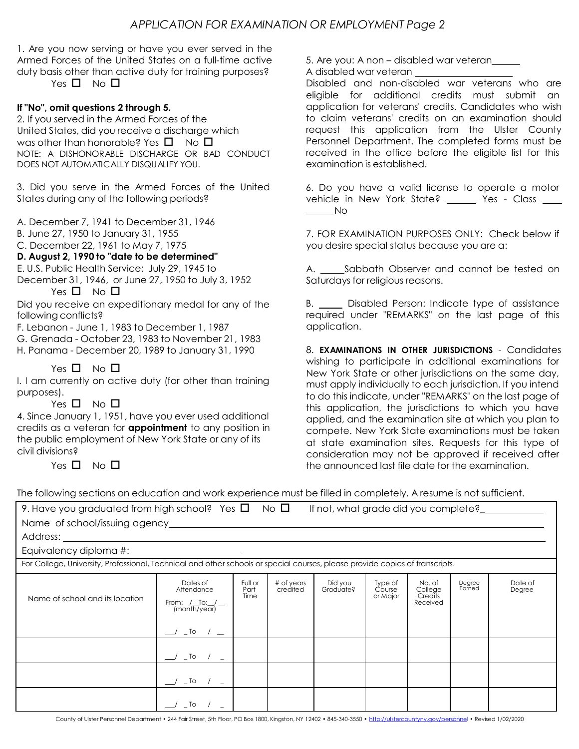## APPLICATION FOR EXAMINATION OR EMPLOYMENT Page 2

1. Are you now serving or have you ever served in the Armed Forces of the United States on a full-time active duty basis other than active duty for training purposes?
   Yes ☐ No ☐

**If "No", omit questions 2 through 5.**

2. If you served in the Armed Forces of the United States, did you receive a discharge which was other than honorable? Yes ☐ No ☐
   NOTE: A DISHONORABLE DISCHARGE OR BAD CONDUCT DOES NOT AUTOMATICALLY DISQUALIFY YOU.

3. Did you serve in the Armed Forces of the United States during any of the following periods?

A. December 7, 1941 to December 31, 1946
B. June 27, 1950 to January 31, 1955
C. December 22, 1961 to May 7, 1975
**D. August 2, 1990 to "date to be determined"**
E. U.S. Public Health Service: July 29, 1945 to December 31, 1946, or June 27, 1950 to July 3, 1952
   Yes ☐ No ☐

Did you receive an expeditionary medal for any of the following conflicts?
F. Lebanon - June 1, 1983 to December 1, 1987
G. Grenada - October 23, 1983 to November 21, 1983
H. Panama - December 20, 1989 to January 31, 1990

   Yes ☐ No ☐

I. I am currently on active duty (for other than training purposes).
   Yes ☐ No ☐

4. Since January 1, 1951, have you ever used additional credits as a veteran for **appointment** to any position in the public employment of New York State or any of its civil divisions?
   Yes ☐ No ☐

5. Are you: A non – disabled war veteran______
A disabled war veteran ____________________
Disabled and non-disabled war veterans who are eligible for additional credits must submit an application for veterans' credits. Candidates who wish to claim veterans' credits on an examination should request this application from the Ulster County Personnel Department. The completed forms must be received in the office before the eligible list for this examination is established.

6. Do you have a valid license to operate a motor vehicle in New York State? ______ Yes - Class ____ ______No

7. FOR EXAMINATION PURPOSES ONLY: Check below if you desire special status because you are a:

A. _____Sabbath Observer and cannot be tested on Saturdays for religious reasons.

B. _____ Disabled Person: Indicate type of assistance required under "REMARKS" on the last page of this application.

8. **EXAMINATIONS IN OTHER JURISDICTIONS** - Candidates wishing to participate in additional examinations for New York State or other jurisdictions on the same day, must apply individually to each jurisdiction. If you intend to do this indicate, under "REMARKS" on the last page of this application, the jurisdictions to which you have applied, and the examination site at which you plan to compete. New York State examinations must be taken at state examination sites. Requests for this type of consideration may not be approved if received after the announced last file date for the examination.

The following sections on education and work experience must be filled in completely. A resume is not sufficient.

9. Have you graduated from high school? Yes ☐ No ☐ If not, what grade did you complete?____________
Name of school/issuing agency________________________________________
Address: ________________________________________
Equivalency diploma #: ______________________

For College, University, Professional, Technical and other schools or special courses, please provide copies of transcripts.

| Name of school and its location | Dates of Attendance From: / To: / (month/year) | Full or Part Time | # of years credited | Did you Graduate? | Type of Course or Major | No. of College Credits Received | Degree Earned | Date of Degree |
|---|---|---|---|---|---|---|---|---|
| | __/ _ To / __ | | | | | | | |
| | __/ _ To / _ | | | | | | | |
| | __/ _ To / _ | | | | | | | |
| | __/ _ To / _ | | | | | | | |

County of Ulster Personnel Department • 244 Fair Street, 5th Floor, PO Box 1800, Kingston, NY 12402 • 845-340-3550 • http://ulstercountyny.gov/personnel • Revised 1/02/2020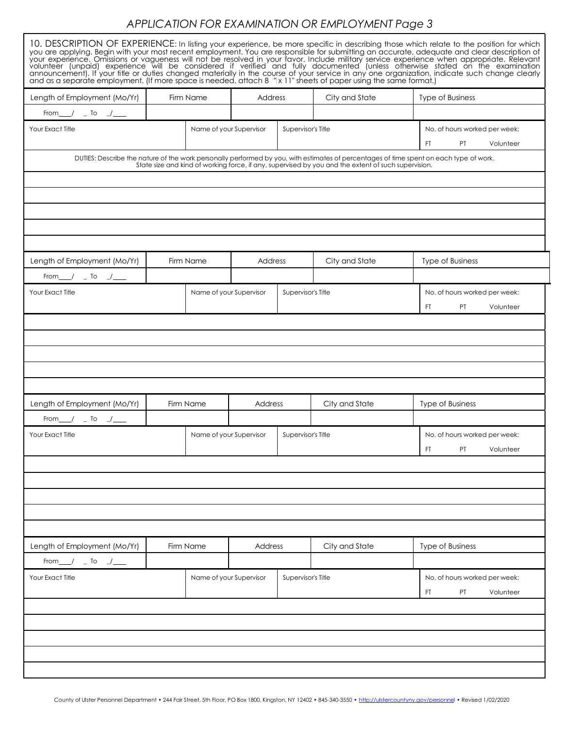## APPLICATION FOR EXAMINATION OR EMPLOYMENT Page 3

10. DESCRIPTION OF EXPERIENCE: In listing your experience, be more specific in describing those which relate to the position for which you are applying. Begin with your most recent employment. You are responsible for submitting an accurate, adequate and clear description of your experience. Omissions or vagueness will not be resolved in your favor. Include military service experience when appropriate. Relevant volunteer (unpaid) experience will be considered if verified and fully documented (unless otherwise stated on the examination announcement). If your title or duties changed materially in the course of your service in any one organization, indicate such change clearly and as a separate employment. (If more space is needed, attach 8 ½" x 11" sheets of paper using the same format.)

| Length of Employment (Mo/Yr) | Firm Name | Address | City and State | Type of Business |
|---|---|---|---|---|
| From\_\_\_/ \_ To \_/\_\_\_ | | | | |

| Your Exact Title | Name of your Supervisor | Supervisor's Title | No. of hours worked per week: FT PT Volunteer |
|---|---|---|---|
| | | | |

DUTIES: Describe the nature of the work personally performed by you, with estimates of percentages of time spent on each type of work. State size and kind of working force, if any, supervised by you and the extent of such supervision.

| |
|---|
| |
| |
| |
| |
| |

| Length of Employment (Mo/Yr) | Firm Name | Address | City and State | Type of Business |
|---|---|---|---|---|
| From\_\_\_/ \_ To \_/\_\_\_ | | | | |

| Your Exact Title | Name of your Supervisor | Supervisor's Title | No. of hours worked per week: FT PT Volunteer |
|---|---|---|---|
| | | | |

| |
|---|
| |
| |
| |
| |
| |

| Length of Employment (Mo/Yr) | Firm Name | Address | City and State | Type of Business |
|---|---|---|---|---|
| From\_\_\_/ \_ To \_/\_\_\_ | | | | |

| Your Exact Title | Name of your Supervisor | Supervisor's Title | No. of hours worked per week: FT PT Volunteer |
|---|---|---|---|
| | | | |

| |
|---|
| |
| |
| |
| |
| |

| Length of Employment (Mo/Yr) | Firm Name | Address | City and State | Type of Business |
|---|---|---|---|---|
| From\_\_\_/ \_ To \_/\_\_\_ | | | | |

| Your Exact Title | Name of your Supervisor | Supervisor's Title | No. of hours worked per week: FT PT Volunteer |
|---|---|---|---|
| | | | |

| |
|---|
| |
| |
| |
| |
| |

County of Ulster Personnel Department • 244 Fair Street, 5th Floor, PO Box 1800, Kingston, NY 12402 • 845-340-3550 • http://ulstercountyny.gov/personnel • Revised 1/02/2020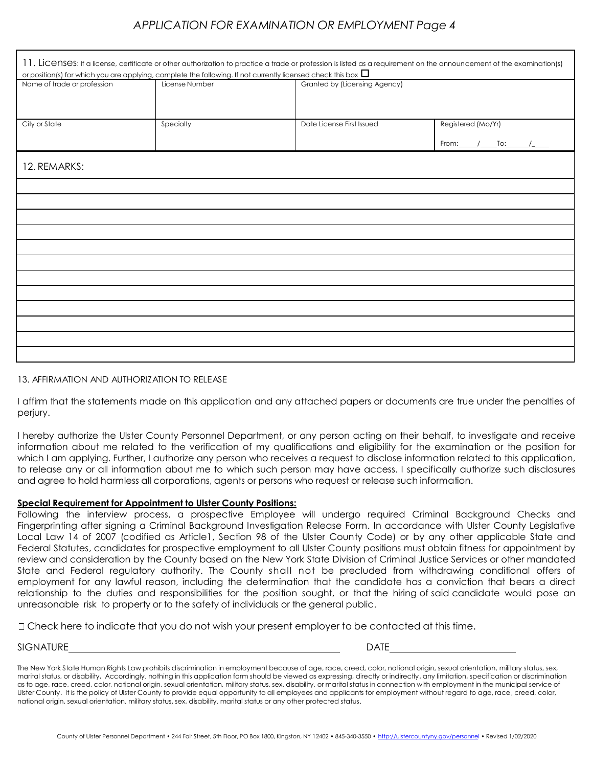# APPLICATION FOR EXAMINATION OR EMPLOYMENT Page 4

11. Licenses: If a license, certificate or other authorization to practice a trade or profession is listed as a requirement on the announcement of the examination(s) or position(s) for which you are applying, complete the following. If not currently licensed check this box ☐

| Name of trade or profession | License Number | Granted by (Licensing Agency) | |
|---|---|---|---|
| | | | |
| City or State | Specialty | Date License First Issued | Registered (Mo/Yr) From:\_\_\_\_/\_\_\_\_To:\_\_\_\_\_/\_\_\_\_ |

12. REMARKS:

13. AFFIRMATION AND AUTHORIZATION TO RELEASE

I affirm that the statements made on this application and any attached papers or documents are true under the penalties of perjury.

I hereby authorize the Ulster County Personnel Department, or any person acting on their behalf, to investigate and receive information about me related to the verification of my qualifications and eligibility for the examination or the position for which I am applying. Further, I authorize any person who receives a request to disclose information related to this application, to release any or all information about me to which such person may have access. I specifically authorize such disclosures and agree to hold harmless all corporations, agents or persons who request or release such information.

**Special Requirement for Appointment to Ulster County Positions:**

Following the interview process, a prospective Employee will undergo required Criminal Background Checks and Fingerprinting after signing a Criminal Background Investigation Release Form. In accordance with Ulster County Legislative Local Law 14 of 2007 (codified as Article1, Section 98 of the Ulster County Code) or by any other applicable State and Federal Statutes, candidates for prospective employment to all Ulster County positions must obtain fitness for appointment by review and consideration by the County based on the New York State Division of Criminal Justice Services or other mandated State and Federal regulatory authority. The County shall not be precluded from withdrawing conditional offers of employment for any lawful reason, including the determination that the candidate has a conviction that bears a direct relationship to the duties and responsibilities for the position sought, or that the hiring of said candidate would pose an unreasonable risk to property or to the safety of individuals or the general public.

☐ Check here to indicate that you do not wish your present employer to be contacted at this time.

SIGNATURE\_\_\_\_\_\_\_\_\_\_\_\_\_\_\_\_\_\_\_\_\_\_\_\_\_\_\_\_\_\_\_\_\_\_\_\_\_\_\_\_ DATE\_\_\_\_\_\_\_\_\_\_\_\_\_\_\_\_\_\_\_\_

The New York State Human Rights Law prohibits discrimination in employment because of age, race, creed, color, national origin, sexual orientation, military status, sex, marital status, or disability. Accordingly, nothing in this application form should be viewed as expressing, directly or indirectly, any limitation, specification or discrimination as to age, race, creed, color, national origin, sexual orientation, military status, sex, disability, or marital status in connection with employment in the municipal service of Ulster County. It is the policy of Ulster County to provide equal opportunity to all employees and applicants for employment without regard to age, race, creed, color, national origin, sexual orientation, military status, sex, disability, marital status or any other protected status.

County of Ulster Personnel Department • 244 Fair Street, 5th Floor, PO Box 1800, Kingston, NY 12402 • 845-340-3550 • http://ulstercountyny.gov/personnel • Revised 1/02/2020